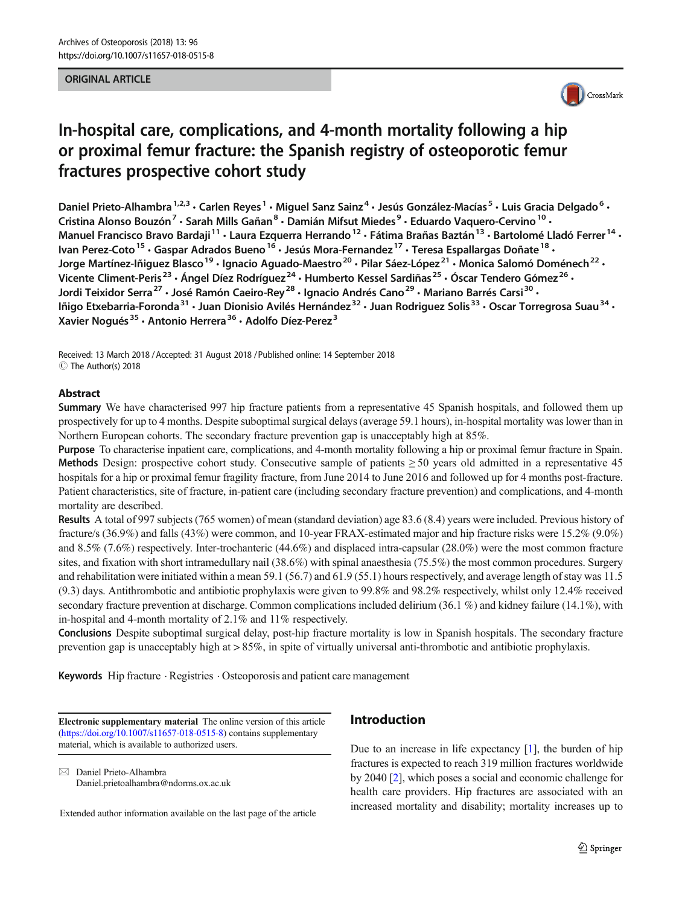ORIGINAL ARTICLE

# In-hospital care, complications, and 4-month mortality following a hip or proximal femur fracture: the Spanish registry of osteoporotic femur fractures prospective cohort study

Daniel Prieto-Alhambra[1,2,3] · Carlen Reyes[1] · Miguel Sanz Sainz[4] · Jesús González-Macías[5] · Luis Gracia Delgado[6] · Cristina Alonso Bouzón[7] · Sarah Mills Gañan[8] · Damián Mifsut Miedes[9] · Eduardo Vaquero-Cervino[10] · Manuel Francisco Bravo Bardaji[11] · Laura Ezquerra Herrando[12] · Fátima Brañas Baztán[13] · Bartolomé Lladó Ferrer[14] · Ivan Perez-Coto[15] · Gaspar Adrados Bueno[16] · Jesús Mora-Fernandez[17] · Teresa Espallargas Doñate[18] · Jorge Martínez-Iñiguez Blasco[19] · Ignacio Aguado-Maestro[20] · Pilar Sáez-López[21] · Monica Salomó Doménech[22] · Vicente Climent-Peris[23] · Ángel Díez Rodríguez[24] · Humberto Kessel Sardiñas[25] · Óscar Tendero Gómez[26] · Jordi Teixidor Serra[27] · José Ramón Caeiro-Rey[28] · Ignacio Andrés Cano[29] · Mariano Barrés Carsi[30] · Iñigo Etxebarria-Foronda[31] · Juan Dionisio Avilés Hernández[32] · Juan Rodriguez Solis[33] · Oscar Torregrosa Suau[34] · Xavier Nogués[35] · Antonio Herrera[36] · Adolfo Díez-Perez[3]

Received: 13 March 2018 / Accepted: 31 August 2018 / Published online: 14 September 2018
© The Author(s) 2018

## Abstract

**Summary** We have characterised 997 hip fracture patients from a representative 45 Spanish hospitals, and followed them up prospectively for up to 4 months. Despite suboptimal surgical delays (average 59.1 hours), in-hospital mortality was lower than in Northern European cohorts. The secondary fracture prevention gap is unacceptably high at 85%.

**Purpose** To characterise inpatient care, complications, and 4-month mortality following a hip or proximal femur fracture in Spain.

**Methods** Design: prospective cohort study. Consecutive sample of patients ≥ 50 years old admitted in a representative 45 hospitals for a hip or proximal femur fragility fracture, from June 2014 to June 2016 and followed up for 4 months post-fracture. Patient characteristics, site of fracture, in-patient care (including secondary fracture prevention) and complications, and 4-month mortality are described.

**Results** A total of 997 subjects (765 women) of mean (standard deviation) age 83.6 (8.4) years were included. Previous history of fracture/s (36.9%) and falls (43%) were common, and 10-year FRAX-estimated major and hip fracture risks were 15.2% (9.0%) and 8.5% (7.6%) respectively. Inter-trochanteric (44.6%) and displaced intra-capsular (28.0%) were the most common fracture sites, and fixation with short intramedullary nail (38.6%) with spinal anaesthesia (75.5%) the most common procedures. Surgery and rehabilitation were initiated within a mean 59.1 (56.7) and 61.9 (55.1) hours respectively, and average length of stay was 11.5 (9.3) days. Antithrombotic and antibiotic prophylaxis were given to 99.8% and 98.2% respectively, whilst only 12.4% received secondary fracture prevention at discharge. Common complications included delirium (36.1 %) and kidney failure (14.1%), with in-hospital and 4-month mortality of 2.1% and 11% respectively.

**Conclusions** Despite suboptimal surgical delay, post-hip fracture mortality is low in Spanish hospitals. The secondary fracture prevention gap is unacceptably high at > 85%, in spite of virtually universal anti-thrombotic and antibiotic prophylaxis.

**Keywords** Hip fracture · Registries · Osteoporosis and patient care management

**Electronic supplementary material** The online version of this article (https://doi.org/10.1007/s11657-018-0515-8) contains supplementary material, which is available to authorized users.

✉ Daniel Prieto-Alhambra
Daniel.prietoalhambra@ndorms.ox.ac.uk

Extended author information available on the last page of the article

## Introduction

Due to an increase in life expectancy [1], the burden of hip fractures is expected to reach 319 million fractures worldwide by 2040 [2], which poses a social and economic challenge for health care providers. Hip fractures are associated with an increased mortality and disability; mortality increases up to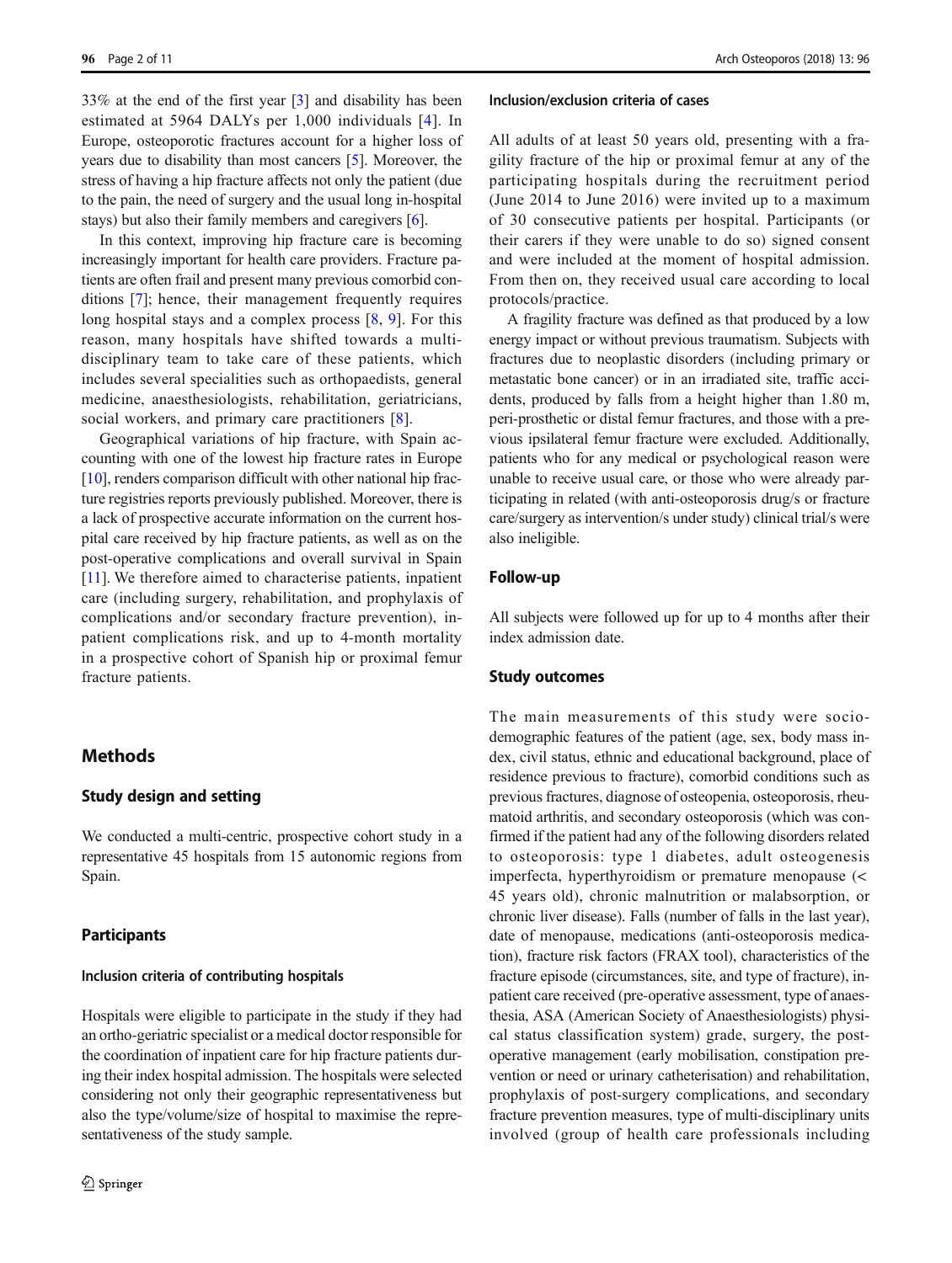33% at the end of the first year [3] and disability has been estimated at 5964 DALYs per 1,000 individuals [4]. In Europe, osteoporotic fractures account for a higher loss of years due to disability than most cancers [5]. Moreover, the stress of having a hip fracture affects not only the patient (due to the pain, the need of surgery and the usual long in-hospital stays) but also their family members and caregivers [6].

In this context, improving hip fracture care is becoming increasingly important for health care providers. Fracture patients are often frail and present many previous comorbid conditions [7]; hence, their management frequently requires long hospital stays and a complex process [8, 9]. For this reason, many hospitals have shifted towards a multi-disciplinary team to take care of these patients, which includes several specialities such as orthopaedists, general medicine, anaesthesiologists, rehabilitation, geriatricians, social workers, and primary care practitioners [8].

Geographical variations of hip fracture, with Spain accounting with one of the lowest hip fracture rates in Europe [10], renders comparison difficult with other national hip fracture registries reports previously published. Moreover, there is a lack of prospective accurate information on the current hospital care received by hip fracture patients, as well as on the post-operative complications and overall survival in Spain [11]. We therefore aimed to characterise patients, inpatient care (including surgery, rehabilitation, and prophylaxis of complications and/or secondary fracture prevention), in-patient complications risk, and up to 4-month mortality in a prospective cohort of Spanish hip or proximal femur fracture patients.

# Methods

## Study design and setting

We conducted a multi-centric, prospective cohort study in a representative 45 hospitals from 15 autonomic regions from Spain.

## Participants

### Inclusion criteria of contributing hospitals

Hospitals were eligible to participate in the study if they had an ortho-geriatric specialist or a medical doctor responsible for the coordination of inpatient care for hip fracture patients during their index hospital admission. The hospitals were selected considering not only their geographic representativeness but also the type/volume/size of hospital to maximise the representativeness of the study sample.

### Inclusion/exclusion criteria of cases

All adults of at least 50 years old, presenting with a fragility fracture of the hip or proximal femur at any of the participating hospitals during the recruitment period (June 2014 to June 2016) were invited up to a maximum of 30 consecutive patients per hospital. Participants (or their carers if they were unable to do so) signed consent and were included at the moment of hospital admission. From then on, they received usual care according to local protocols/practice.

A fragility fracture was defined as that produced by a low energy impact or without previous traumatism. Subjects with fractures due to neoplastic disorders (including primary or metastatic bone cancer) or in an irradiated site, traffic accidents, produced by falls from a height higher than 1.80 m, peri-prosthetic or distal femur fractures, and those with a previous ipsilateral femur fracture were excluded. Additionally, patients who for any medical or psychological reason were unable to receive usual care, or those who were already participating in related (with anti-osteoporosis drug/s or fracture care/surgery as intervention/s under study) clinical trial/s were also ineligible.

## Follow-up

All subjects were followed up for up to 4 months after their index admission date.

## Study outcomes

The main measurements of this study were socio-demographic features of the patient (age, sex, body mass index, civil status, ethnic and educational background, place of residence previous to fracture), comorbid conditions such as previous fractures, diagnose of osteopenia, osteoporosis, rheumatoid arthritis, and secondary osteoporosis (which was confirmed if the patient had any of the following disorders related to osteoporosis: type 1 diabetes, adult osteogenesis imperfecta, hyperthyroidism or premature menopause (< 45 years old), chronic malnutrition or malabsorption, or chronic liver disease). Falls (number of falls in the last year), date of menopause, medications (anti-osteoporosis medication), fracture risk factors (FRAX tool), characteristics of the fracture episode (circumstances, site, and type of fracture), inpatient care received (pre-operative assessment, type of anaesthesia, ASA (American Society of Anaesthesiologists) physical status classification system) grade, surgery, the post-operative management (early mobilisation, constipation prevention or need or urinary catheterisation) and rehabilitation, prophylaxis of post-surgery complications, and secondary fracture prevention measures, type of multi-disciplinary units involved (group of health care professionals including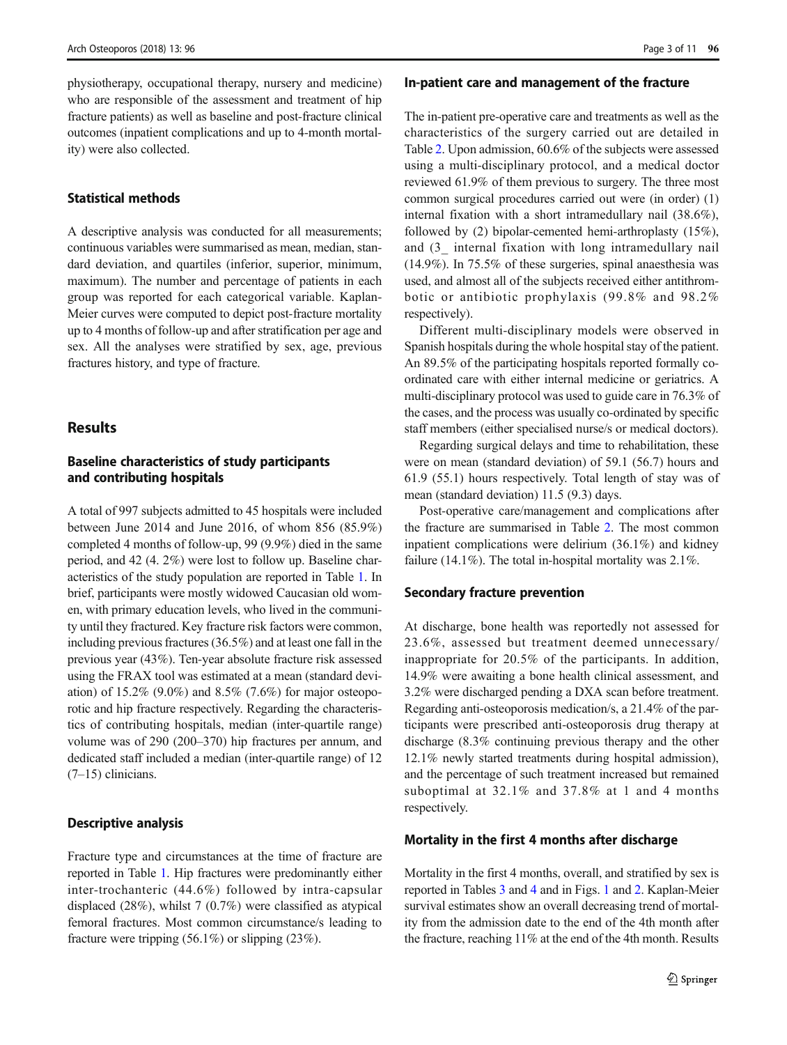physiotherapy, occupational therapy, nursery and medicine) who are responsible of the assessment and treatment of hip fracture patients) as well as baseline and post-fracture clinical outcomes (inpatient complications and up to 4-month mortality) were also collected.

### Statistical methods

A descriptive analysis was conducted for all measurements; continuous variables were summarised as mean, median, standard deviation, and quartiles (inferior, superior, minimum, maximum). The number and percentage of patients in each group was reported for each categorical variable. Kaplan-Meier curves were computed to depict post-fracture mortality up to 4 months of follow-up and after stratification per age and sex. All the analyses were stratified by sex, age, previous fractures history, and type of fracture.

## Results

### Baseline characteristics of study participants and contributing hospitals

A total of 997 subjects admitted to 45 hospitals were included between June 2014 and June 2016, of whom 856 (85.9%) completed 4 months of follow-up, 99 (9.9%) died in the same period, and 42 (4. 2%) were lost to follow up. Baseline characteristics of the study population are reported in Table 1. In brief, participants were mostly widowed Caucasian old women, with primary education levels, who lived in the community until they fractured. Key fracture risk factors were common, including previous fractures (36.5%) and at least one fall in the previous year (43%). Ten-year absolute fracture risk assessed using the FRAX tool was estimated at a mean (standard deviation) of 15.2% (9.0%) and 8.5% (7.6%) for major osteoporotic and hip fracture respectively. Regarding the characteristics of contributing hospitals, median (inter-quartile range) volume was of 290 (200–370) hip fractures per annum, and dedicated staff included a median (inter-quartile range) of 12 (7–15) clinicians.

### Descriptive analysis

Fracture type and circumstances at the time of fracture are reported in Table 1. Hip fractures were predominantly either inter-trochanteric (44.6%) followed by intra-capsular displaced (28%), whilst 7 (0.7%) were classified as atypical femoral fractures. Most common circumstance/s leading to fracture were tripping (56.1%) or slipping (23%).

### In-patient care and management of the fracture

The in-patient pre-operative care and treatments as well as the characteristics of the surgery carried out are detailed in Table 2. Upon admission, 60.6% of the subjects were assessed using a multi-disciplinary protocol, and a medical doctor reviewed 61.9% of them previous to surgery. The three most common surgical procedures carried out were (in order) (1) internal fixation with a short intramedullary nail (38.6%), followed by (2) bipolar-cemented hemi-arthroplasty (15%), and (3_ internal fixation with long intramedullary nail (14.9%). In 75.5% of these surgeries, spinal anaesthesia was used, and almost all of the subjects received either antithrombotic or antibiotic prophylaxis (99.8% and 98.2% respectively).

Different multi-disciplinary models were observed in Spanish hospitals during the whole hospital stay of the patient. An 89.5% of the participating hospitals reported formally co-ordinated care with either internal medicine or geriatrics. A multi-disciplinary protocol was used to guide care in 76.3% of the cases, and the process was usually co-ordinated by specific staff members (either specialised nurse/s or medical doctors).

Regarding surgical delays and time to rehabilitation, these were on mean (standard deviation) of 59.1 (56.7) hours and 61.9 (55.1) hours respectively. Total length of stay was of mean (standard deviation) 11.5 (9.3) days.

Post-operative care/management and complications after the fracture are summarised in Table 2. The most common inpatient complications were delirium (36.1%) and kidney failure (14.1%). The total in-hospital mortality was 2.1%.

### Secondary fracture prevention

At discharge, bone health was reportedly not assessed for 23.6%, assessed but treatment deemed unnecessary/inappropriate for 20.5% of the participants. In addition, 14.9% were awaiting a bone health clinical assessment, and 3.2% were discharged pending a DXA scan before treatment. Regarding anti-osteoporosis medication/s, a 21.4% of the participants were prescribed anti-osteoporosis drug therapy at discharge (8.3% continuing previous therapy and the other 12.1% newly started treatments during hospital admission), and the percentage of such treatment increased but remained suboptimal at 32.1% and 37.8% at 1 and 4 months respectively.

### Mortality in the first 4 months after discharge

Mortality in the first 4 months, overall, and stratified by sex is reported in Tables 3 and 4 and in Figs. 1 and 2. Kaplan-Meier survival estimates show an overall decreasing trend of mortality from the admission date to the end of the 4th month after the fracture, reaching 11% at the end of the 4th month. Results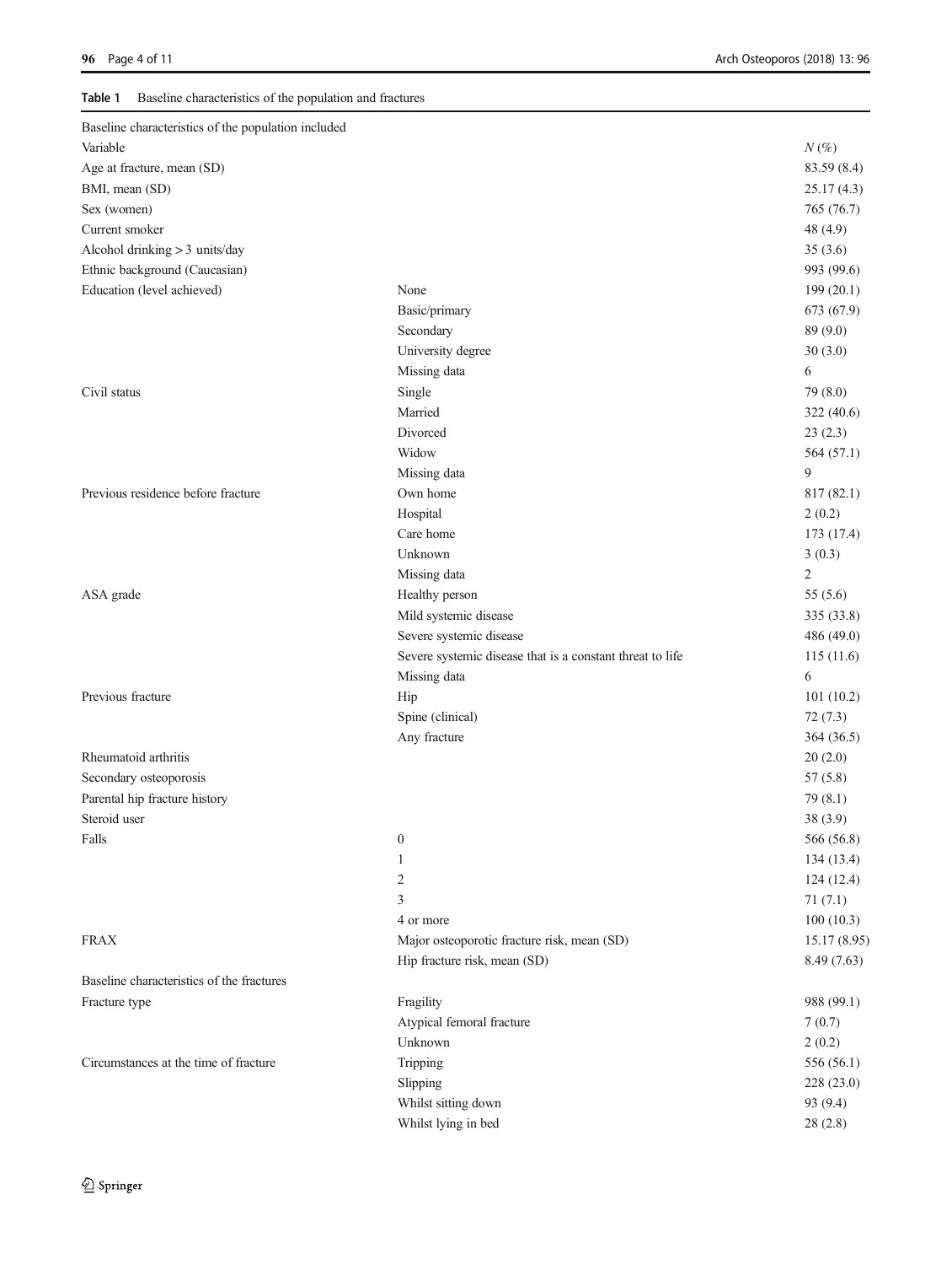**Table 1** Baseline characteristics of the population and fractures

| Baseline characteristics of the population included | | |
|---|---|---|
| Variable | | *N* (%) |
| Age at fracture, mean (SD) | | 83.59 (8.4) |
| BMI, mean (SD) | | 25.17 (4.3) |
| Sex (women) | | 765 (76.7) |
| Current smoker | | 48 (4.9) |
| Alcohol drinking > 3 units/day | | 35 (3.6) |
| Ethnic background (Caucasian) | | 993 (99.6) |
| Education (level achieved) | None | 199 (20.1) |
| | Basic/primary | 673 (67.9) |
| | Secondary | 89 (9.0) |
| | University degree | 30 (3.0) |
| | Missing data | 6 |
| Civil status | Single | 79 (8.0) |
| | Married | 322 (40.6) |
| | Divorced | 23 (2.3) |
| | Widow | 564 (57.1) |
| | Missing data | 9 |
| Previous residence before fracture | Own home | 817 (82.1) |
| | Hospital | 2 (0.2) |
| | Care home | 173 (17.4) |
| | Unknown | 3 (0.3) |
| | Missing data | 2 |
| ASA grade | Healthy person | 55 (5.6) |
| | Mild systemic disease | 335 (33.8) |
| | Severe systemic disease | 486 (49.0) |
| | Severe systemic disease that is a constant threat to life | 115 (11.6) |
| | Missing data | 6 |
| Previous fracture | Hip | 101 (10.2) |
| | Spine (clinical) | 72 (7.3) |
| | Any fracture | 364 (36.5) |
| Rheumatoid arthritis | | 20 (2.0) |
| Secondary osteoporosis | | 57 (5.8) |
| Parental hip fracture history | | 79 (8.1) |
| Steroid user | | 38 (3.9) |
| Falls | 0 | 566 (56.8) |
| | 1 | 134 (13.4) |
| | 2 | 124 (12.4) |
| | 3 | 71 (7.1) |
| | 4 or more | 100 (10.3) |
| FRAX | Major osteoporotic fracture risk, mean (SD) | 15.17 (8.95) |
| | Hip fracture risk, mean (SD) | 8.49 (7.63) |
| Baseline characteristics of the fractures | | |
| Fracture type | Fragility | 988 (99.1) |
| | Atypical femoral fracture | 7 (0.7) |
| | Unknown | 2 (0.2) |
| Circumstances at the time of fracture | Tripping | 556 (56.1) |
| | Slipping | 228 (23.0) |
| | Whilst sitting down | 93 (9.4) |
| | Whilst lying in bed | 28 (2.8) |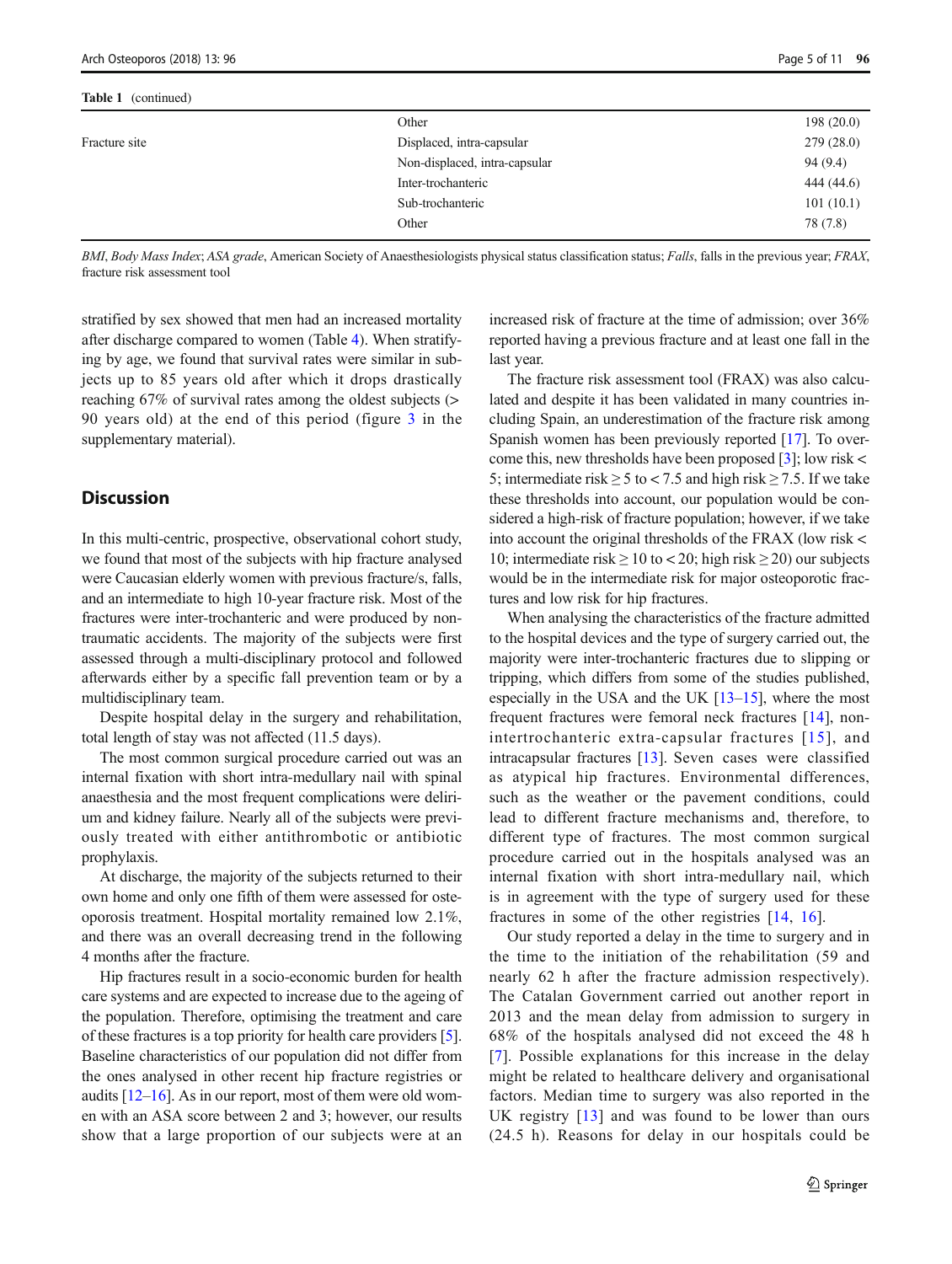**Table 1** (continued)

| | | |
|---|---|---|
| | Other | 198 (20.0) |
| Fracture site | Displaced, intra-capsular | 279 (28.0) |
| | Non-displaced, intra-capsular | 94 (9.4) |
| | Inter-trochanteric | 444 (44.6) |
| | Sub-trochanteric | 101 (10.1) |
| | Other | 78 (7.8) |

*BMI*, *Body Mass Index*; *ASA grade*, American Society of Anaesthesiologists physical status classification status; *Falls*, falls in the previous year; *FRAX*, fracture risk assessment tool

stratified by sex showed that men had an increased mortality after discharge compared to women (Table 4). When stratifying by age, we found that survival rates were similar in subjects up to 85 years old after which it drops drastically reaching 67% of survival rates among the oldest subjects (> 90 years old) at the end of this period (figure 3 in the supplementary material).

## Discussion

In this multi-centric, prospective, observational cohort study, we found that most of the subjects with hip fracture analysed were Caucasian elderly women with previous fracture/s, falls, and an intermediate to high 10-year fracture risk. Most of the fractures were inter-trochanteric and were produced by non-traumatic accidents. The majority of the subjects were first assessed through a multi-disciplinary protocol and followed afterwards either by a specific fall prevention team or by a multidisciplinary team.

Despite hospital delay in the surgery and rehabilitation, total length of stay was not affected (11.5 days).

The most common surgical procedure carried out was an internal fixation with short intra-medullary nail with spinal anaesthesia and the most frequent complications were delirium and kidney failure. Nearly all of the subjects were previously treated with either antithrombotic or antibiotic prophylaxis.

At discharge, the majority of the subjects returned to their own home and only one fifth of them were assessed for osteoporosis treatment. Hospital mortality remained low 2.1%, and there was an overall decreasing trend in the following 4 months after the fracture.

Hip fractures result in a socio-economic burden for health care systems and are expected to increase due to the ageing of the population. Therefore, optimising the treatment and care of these fractures is a top priority for health care providers [5]. Baseline characteristics of our population did not differ from the ones analysed in other recent hip fracture registries or audits [12–16]. As in our report, most of them were old women with an ASA score between 2 and 3; however, our results show that a large proportion of our subjects were at an increased risk of fracture at the time of admission; over 36% reported having a previous fracture and at least one fall in the last year.

The fracture risk assessment tool (FRAX) was also calculated and despite it has been validated in many countries including Spain, an underestimation of the fracture risk among Spanish women has been previously reported [17]. To overcome this, new thresholds have been proposed [3]; low risk < 5; intermediate risk ≥ 5 to < 7.5 and high risk ≥ 7.5. If we take these thresholds into account, our population would be considered a high-risk of fracture population; however, if we take into account the original thresholds of the FRAX (low risk < 10; intermediate risk ≥ 10 to < 20; high risk ≥ 20) our subjects would be in the intermediate risk for major osteoporotic fractures and low risk for hip fractures.

When analysing the characteristics of the fracture admitted to the hospital devices and the type of surgery carried out, the majority were inter-trochanteric fractures due to slipping or tripping, which differs from some of the studies published, especially in the USA and the UK [13–15], where the most frequent fractures were femoral neck fractures [14], non-intertrochanteric extra-capsular fractures [15], and intracapsular fractures [13]. Seven cases were classified as atypical hip fractures. Environmental differences, such as the weather or the pavement conditions, could lead to different fracture mechanisms and, therefore, to different type of fractures. The most common surgical procedure carried out in the hospitals analysed was an internal fixation with short intra-medullary nail, which is in agreement with the type of surgery used for these fractures in some of the other registries [14, 16].

Our study reported a delay in the time to surgery and in the time to the initiation of the rehabilitation (59 and nearly 62 h after the fracture admission respectively). The Catalan Government carried out another report in 2013 and the mean delay from admission to surgery in 68% of the hospitals analysed did not exceed the 48 h [7]. Possible explanations for this increase in the delay might be related to healthcare delivery and organisational factors. Median time to surgery was also reported in the UK registry [13] and was found to be lower than ours (24.5 h). Reasons for delay in our hospitals could be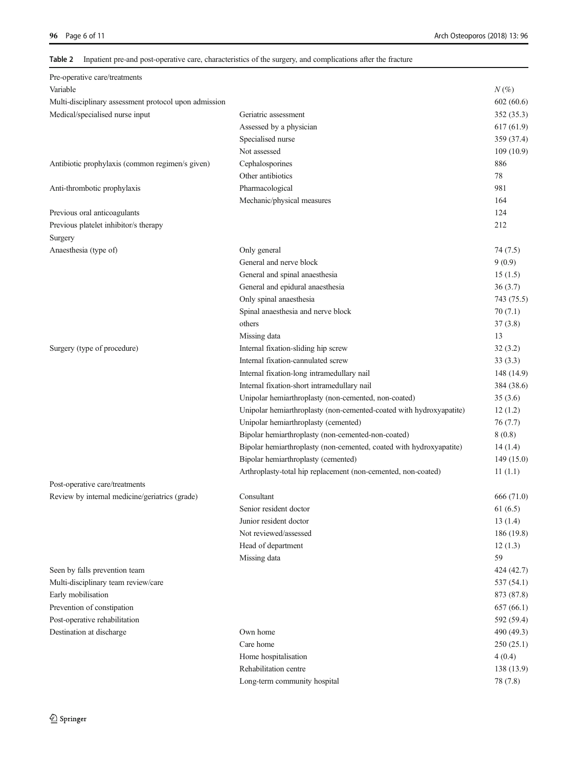**Table 2** Inpatient pre-and post-operative care, characteristics of the surgery, and complications after the fracture

| Pre-operative care/treatments | | |
|---|---|---|
| Variable | | *N* (%) |
| Multi-disciplinary assessment protocol upon admission | | 602 (60.6) |
| Medical/specialised nurse input | Geriatric assessment | 352 (35.3) |
| | Assessed by a physician | 617 (61.9) |
| | Specialised nurse | 359 (37.4) |
| | Not assessed | 109 (10.9) |
| Antibiotic prophylaxis (common regimen/s given) | Cephalosporines | 886 |
| | Other antibiotics | 78 |
| Anti-thrombotic prophylaxis | Pharmacological | 981 |
| | Mechanic/physical measures | 164 |
| Previous oral anticoagulants | | 124 |
| Previous platelet inhibitor/s therapy | | 212 |
| Surgery | | |
| Anaesthesia (type of) | Only general | 74 (7.5) |
| | General and nerve block | 9 (0.9) |
| | General and spinal anaesthesia | 15 (1.5) |
| | General and epidural anaesthesia | 36 (3.7) |
| | Only spinal anaesthesia | 743 (75.5) |
| | Spinal anaesthesia and nerve block | 70 (7.1) |
| | others | 37 (3.8) |
| | Missing data | 13 |
| Surgery (type of procedure) | Internal fixation-sliding hip screw | 32 (3.2) |
| | Internal fixation-cannulated screw | 33 (3.3) |
| | Internal fixation-long intramedullary nail | 148 (14.9) |
| | Internal fixation-short intramedullary nail | 384 (38.6) |
| | Unipolar hemiarthroplasty (non-cemented, non-coated) | 35 (3.6) |
| | Unipolar hemiarthroplasty (non-cemented-coated with hydroxyapatite) | 12 (1.2) |
| | Unipolar hemiarthroplasty (cemented) | 76 (7.7) |
| | Bipolar hemiarthroplasty (non-cemented-non-coated) | 8 (0.8) |
| | Bipolar hemiarthroplasty (non-cemented, coated with hydroxyapatite) | 14 (1.4) |
| | Bipolar hemiarthroplasty (cemented) | 149 (15.0) |
| | Arthroplasty-total hip replacement (non-cemented, non-coated) | 11 (1.1) |
| Post-operative care/treatments | | |
| Review by internal medicine/geriatrics (grade) | Consultant | 666 (71.0) |
| | Senior resident doctor | 61 (6.5) |
| | Junior resident doctor | 13 (1.4) |
| | Not reviewed/assessed | 186 (19.8) |
| | Head of department | 12 (1.3) |
| | Missing data | 59 |
| Seen by falls prevention team | | 424 (42.7) |
| Multi-disciplinary team review/care | | 537 (54.1) |
| Early mobilisation | | 873 (87.8) |
| Prevention of constipation | | 657 (66.1) |
| Post-operative rehabilitation | | 592 (59.4) |
| Destination at discharge | Own home | 490 (49.3) |
| | Care home | 250 (25.1) |
| | Home hospitalisation | 4 (0.4) |
| | Rehabilitation centre | 138 (13.9) |
| | Long-term community hospital | 78 (7.8) |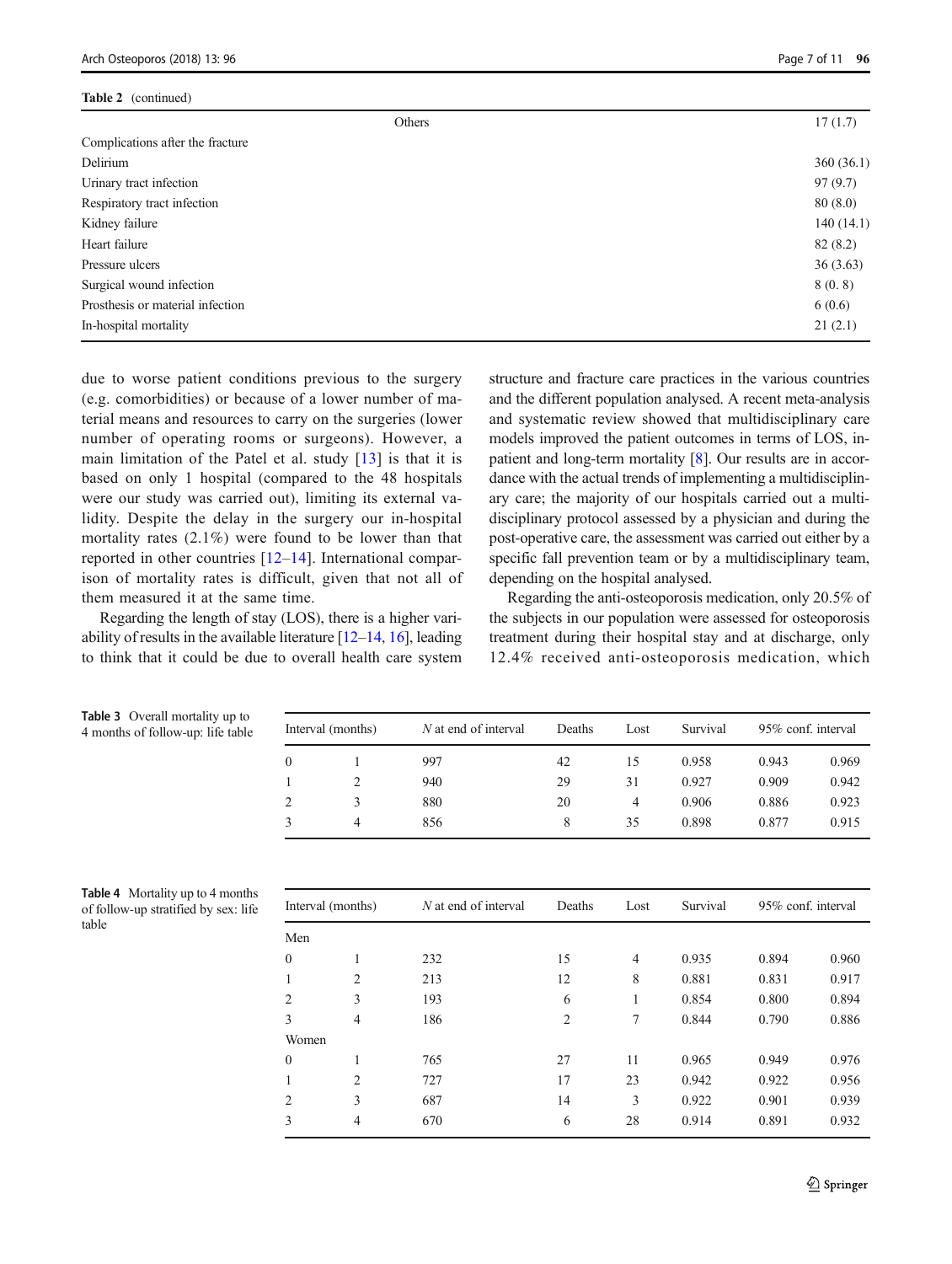**Table 2** (continued)

| | |
|---|---|
| Others | 17 (1.7) |
| Complications after the fracture | |
| Delirium | 360 (36.1) |
| Urinary tract infection | 97 (9.7) |
| Respiratory tract infection | 80 (8.0) |
| Kidney failure | 140 (14.1) |
| Heart failure | 82 (8.2) |
| Pressure ulcers | 36 (3.63) |
| Surgical wound infection | 8 (0. 8) |
| Prosthesis or material infection | 6 (0.6) |
| In-hospital mortality | 21 (2.1) |

due to worse patient conditions previous to the surgery (e.g. comorbidities) or because of a lower number of material means and resources to carry on the surgeries (lower number of operating rooms or surgeons). However, a main limitation of the Patel et al. study [13] is that it is based on only 1 hospital (compared to the 48 hospitals were our study was carried out), limiting its external validity. Despite the delay in the surgery our in-hospital mortality rates (2.1%) were found to be lower than that reported in other countries [12–14]. International comparison of mortality rates is difficult, given that not all of them measured it at the same time.

Regarding the length of stay (LOS), there is a higher variability of results in the available literature [12–14, 16], leading to think that it could be due to overall health care system structure and fracture care practices in the various countries and the different population analysed. A recent meta-analysis and systematic review showed that multidisciplinary care models improved the patient outcomes in terms of LOS, inpatient and long-term mortality [8]. Our results are in accordance with the actual trends of implementing a multidisciplinary care; the majority of our hospitals carried out a multidisciplinary protocol assessed by a physician and during the post-operative care, the assessment was carried out either by a specific fall prevention team or by a multidisciplinary team, depending on the hospital analysed.

Regarding the anti-osteoporosis medication, only 20.5% of the subjects in our population were assessed for osteoporosis treatment during their hospital stay and at discharge, only 12.4% received anti-osteoporosis medication, which

**Table 3** Overall mortality up to 4 months of follow-up: life table

| Interval (months) | | *N* at end of interval | Deaths | Lost | Survival | 95% conf. interval | |
|---|---|---|---|---|---|---|---|
| 0 | 1 | 997 | 42 | 15 | 0.958 | 0.943 | 0.969 |
| 1 | 2 | 940 | 29 | 31 | 0.927 | 0.909 | 0.942 |
| 2 | 3 | 880 | 20 | 4 | 0.906 | 0.886 | 0.923 |
| 3 | 4 | 856 | 8 | 35 | 0.898 | 0.877 | 0.915 |

**Table 4** Mortality up to 4 months of follow-up stratified by sex: life table

| Interval (months) | | *N* at end of interval | Deaths | Lost | Survival | 95% conf. interval | |
|---|---|---|---|---|---|---|---|
| Men | | | | | | | |
| 0 | 1 | 232 | 15 | 4 | 0.935 | 0.894 | 0.960 |
| 1 | 2 | 213 | 12 | 8 | 0.881 | 0.831 | 0.917 |
| 2 | 3 | 193 | 6 | 1 | 0.854 | 0.800 | 0.894 |
| 3 | 4 | 186 | 2 | 7 | 0.844 | 0.790 | 0.886 |
| Women | | | | | | | |
| 0 | 1 | 765 | 27 | 11 | 0.965 | 0.949 | 0.976 |
| 1 | 2 | 727 | 17 | 23 | 0.942 | 0.922 | 0.956 |
| 2 | 3 | 687 | 14 | 3 | 0.922 | 0.901 | 0.939 |
| 3 | 4 | 670 | 6 | 28 | 0.914 | 0.891 | 0.932 |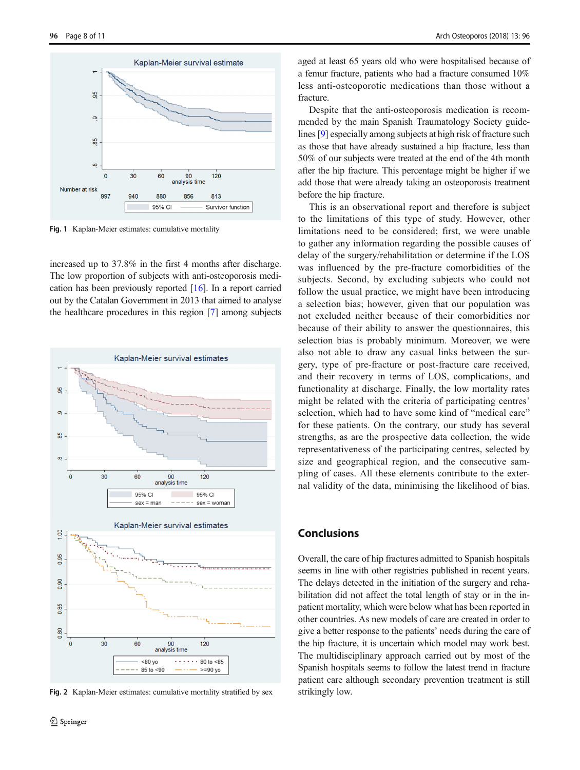Kaplan-Meier survival estimate

1
.95
.9
.85
.8

0 30 60 90 120
analysis time

Number at risk
997 940 880 856 813

95% CI
Survivor function

Fig. 1 Kaplan-Meier estimates: cumulative mortality

increased up to 37.8% in the first 4 months after discharge. The low proportion of subjects with anti-osteoporosis medication has been previously reported [16]. In a report carried out by the Catalan Government in 2013 that aimed to analyse the healthcare procedures in this region [7] among subjects aged at least 65 years old who were hospitalised because of a femur fracture, patients who had a fracture consumed 10% less anti-osteoporotic medications than those without a fracture.

Kaplan-Meier survival estimates

1
.95
.9
.85
.8

0 30 60 90 120
analysis time

95% CI
sex = man
95% CI
sex = woman

Kaplan-Meier survival estimates

1.00
0.95
0.90
0.85
0.80

0 30 60 90 120
analysis time

<80 yo
80 to <85
85 to <90
>=90 yo

Fig. 2 Kaplan-Meier estimates: cumulative mortality stratified by sex

Despite that the anti-osteoporosis medication is recommended by the main Spanish Traumatology Society guidelines [9] especially among subjects at high risk of fracture such as those that have already sustained a hip fracture, less than 50% of our subjects were treated at the end of the 4th month after the hip fracture. This percentage might be higher if we add those that were already taking an osteoporosis treatment before the hip fracture.

This is an observational report and therefore is subject to the limitations of this type of study. However, other limitations need to be considered; first, we were unable to gather any information regarding the possible causes of delay of the surgery/rehabilitation or determine if the LOS was influenced by the pre-fracture comorbidities of the subjects. Second, by excluding subjects who could not follow the usual practice, we might have been introducing a selection bias; however, given that our population was not excluded neither because of their comorbidities nor because of their ability to answer the questionnaires, this selection bias is probably minimum. Moreover, we were also not able to draw any casual links between the surgery, type of pre-fracture or post-fracture care received, and their recovery in terms of LOS, complications, and functionality at discharge. Finally, the low mortality rates might be related with the criteria of participating centres' selection, which had to have some kind of "medical care" for these patients. On the contrary, our study has several strengths, as are the prospective data collection, the wide representativeness of the participating centres, selected by size and geographical region, and the consecutive sampling of cases. All these elements contribute to the external validity of the data, minimising the likelihood of bias.

## Conclusions

Overall, the care of hip fractures admitted to Spanish hospitals seems in line with other registries published in recent years. The delays detected in the initiation of the surgery and rehabilitation did not affect the total length of stay or in the in-patient mortality, which were below what has been reported in other countries. As new models of care are created in order to give a better response to the patients' needs during the care of the hip fracture, it is uncertain which model may work best. The multidisciplinary approach carried out by most of the Spanish hospitals seems to follow the latest trend in fracture patient care although secondary prevention treatment is still strikingly low.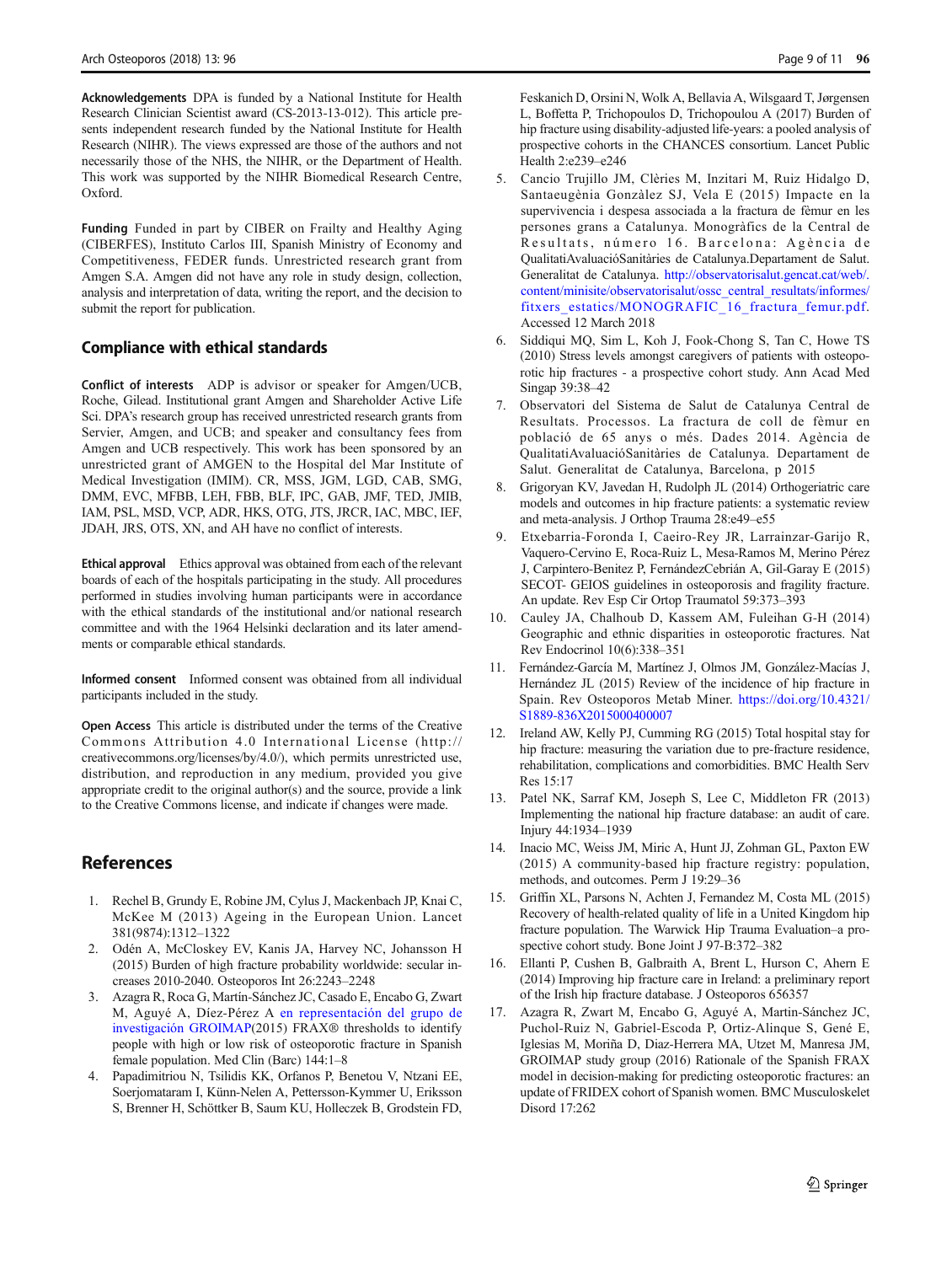**Acknowledgements** DPA is funded by a National Institute for Health Research Clinician Scientist award (CS-2013-13-012). This article presents independent research funded by the National Institute for Health Research (NIHR). The views expressed are those of the authors and not necessarily those of the NHS, the NIHR, or the Department of Health. This work was supported by the NIHR Biomedical Research Centre, Oxford.

**Funding** Funded in part by CIBER on Frailty and Healthy Aging (CIBERFES), Instituto Carlos III, Spanish Ministry of Economy and Competitiveness, FEDER funds. Unrestricted research grant from Amgen S.A. Amgen did not have any role in study design, collection, analysis and interpretation of data, writing the report, and the decision to submit the report for publication.

## Compliance with ethical standards

**Conflict of interests** ADP is advisor or speaker for Amgen/UCB, Roche, Gilead. Institutional grant Amgen and Shareholder Active Life Sci. DPA's research group has received unrestricted research grants from Servier, Amgen, and UCB; and speaker and consultancy fees from Amgen and UCB respectively. This work has been sponsored by an unrestricted grant of AMGEN to the Hospital del Mar Institute of Medical Investigation (IMIM). CR, MSS, JGM, LGD, CAB, SMG, DMM, EVC, MFBB, LEH, FBB, BLF, IPC, GAB, JMF, TED, JMIB, IAM, PSL, MSD, VCP, ADR, HKS, OTG, JTS, JRCR, IAC, MBC, IEF, JDAH, JRS, OTS, XN, and AH have no conflict of interests.

**Ethical approval** Ethics approval was obtained from each of the relevant boards of each of the hospitals participating in the study. All procedures performed in studies involving human participants were in accordance with the ethical standards of the institutional and/or national research committee and with the 1964 Helsinki declaration and its later amendments or comparable ethical standards.

**Informed consent** Informed consent was obtained from all individual participants included in the study.

**Open Access** This article is distributed under the terms of the Creative Commons Attribution 4.0 International License (http://creativecommons.org/licenses/by/4.0/), which permits unrestricted use, distribution, and reproduction in any medium, provided you give appropriate credit to the original author(s) and the source, provide a link to the Creative Commons license, and indicate if changes were made.

## References

1. Rechel B, Grundy E, Robine JM, Cylus J, Mackenbach JP, Knai C, McKee M (2013) Ageing in the European Union. Lancet 381(9874):1312–1322
2. Odén A, McCloskey EV, Kanis JA, Harvey NC, Johansson H (2015) Burden of high fracture probability worldwide: secular increases 2010-2040. Osteoporos Int 26:2243–2248
3. Azagra R, Roca G, Martín-Sánchez JC, Casado E, Encabo G, Zwart M, Aguyé A, Díez-Pérez A en representación del grupo de investigación GROIMAP(2015) FRAX® thresholds to identify people with high or low risk of osteoporotic fracture in Spanish female population. Med Clin (Barc) 144:1–8
4. Papadimitriou N, Tsilidis KK, Orfanos P, Benetou V, Ntzani EE, Soerjomataram I, Künn-Nelen A, Pettersson-Kymmer U, Eriksson S, Brenner H, Schöttker B, Saum KU, Holleczek B, Grodstein FD, Feskanich D, Orsini N, Wolk A, Bellavia A, Wilsgaard T, Jørgensen L, Boffetta P, Trichopoulos D, Trichopoulou A (2017) Burden of hip fracture using disability-adjusted life-years: a pooled analysis of prospective cohorts in the CHANCES consortium. Lancet Public Health 2:e239–e246
5. Cancio Trujillo JM, Clèries M, Inzitari M, Ruiz Hidalgo D, Santaeugènia Gonzàlez SJ, Vela E (2015) Impacte en la supervivencia i despesa associada a la fractura de fèmur en les persones grans a Catalunya. Monogràfics de la Central de Resultats, número 16. Barcelona: Agència de QualitatiAvaluacióSanitàries de Catalunya.Departament de Salut. Generalitat de Catalunya. http://observatorisalut.gencat.cat/web/.content/minisite/observatorisalut/ossc_central_resultats/informes/fitxers_estatics/MONOGRAFIC_16_fractura_femur.pdf. Accessed 12 March 2018
6. Siddiqui MQ, Sim L, Koh J, Fook-Chong S, Tan C, Howe TS (2010) Stress levels amongst caregivers of patients with osteoporotic hip fractures - a prospective cohort study. Ann Acad Med Singap 39:38–42
7. Observatori del Sistema de Salut de Catalunya Central de Resultats. Processos. La fractura de coll de fèmur en població de 65 anys o més. Dades 2014. Agència de QualitatiAvaluacióSanitàries de Catalunya. Departament de Salut. Generalitat de Catalunya, Barcelona, p 2015
8. Grigoryan KV, Javedan H, Rudolph JL (2014) Orthogeriatric care models and outcomes in hip fracture patients: a systematic review and meta-analysis. J Orthop Trauma 28:e49–e55
9. Etxebarria-Foronda I, Caeiro-Rey JR, Larrainzar-Garijo R, Vaquero-Cervino E, Roca-Ruiz L, Mesa-Ramos M, Merino Pérez J, Carpintero-Benitez P, FernándezCebrián A, Gil-Garay E (2015) SECOT- GEIOS guidelines in osteoporosis and fragility fracture. An update. Rev Esp Cir Ortop Traumatol 59:373–393
10. Cauley JA, Chalhoub D, Kassem AM, Fuleihan G-H (2014) Geographic and ethnic disparities in osteoporotic fractures. Nat Rev Endocrinol 10(6):338–351
11. Fernández-García M, Martínez J, Olmos JM, González-Macías J, Hernández JL (2015) Review of the incidence of hip fracture in Spain. Rev Osteoporos Metab Miner. https://doi.org/10.4321/S1889-836X2015000400007
12. Ireland AW, Kelly PJ, Cumming RG (2015) Total hospital stay for hip fracture: measuring the variation due to pre-fracture residence, rehabilitation, complications and comorbidities. BMC Health Serv Res 15:17
13. Patel NK, Sarraf KM, Joseph S, Lee C, Middleton FR (2013) Implementing the national hip fracture database: an audit of care. Injury 44:1934–1939
14. Inacio MC, Weiss JM, Miric A, Hunt JJ, Zohman GL, Paxton EW (2015) A community-based hip fracture registry: population, methods, and outcomes. Perm J 19:29–36
15. Griffin XL, Parsons N, Achten J, Fernandez M, Costa ML (2015) Recovery of health-related quality of life in a United Kingdom hip fracture population. The Warwick Hip Trauma Evaluation–a prospective cohort study. Bone Joint J 97-B:372–382
16. Ellanti P, Cushen B, Galbraith A, Brent L, Hurson C, Ahern E (2014) Improving hip fracture care in Ireland: a preliminary report of the Irish hip fracture database. J Osteoporos 656357
17. Azagra R, Zwart M, Encabo G, Aguyé A, Martin-Sánchez JC, Puchol-Ruiz N, Gabriel-Escoda P, Ortiz-Alinque S, Gené E, Iglesias M, Moriña D, Diaz-Herrera MA, Utzet M, Manresa JM, GROIMAP study group (2016) Rationale of the Spanish FRAX model in decision-making for predicting osteoporotic fractures: an update of FRIDEX cohort of Spanish women. BMC Musculoskelet Disord 17:262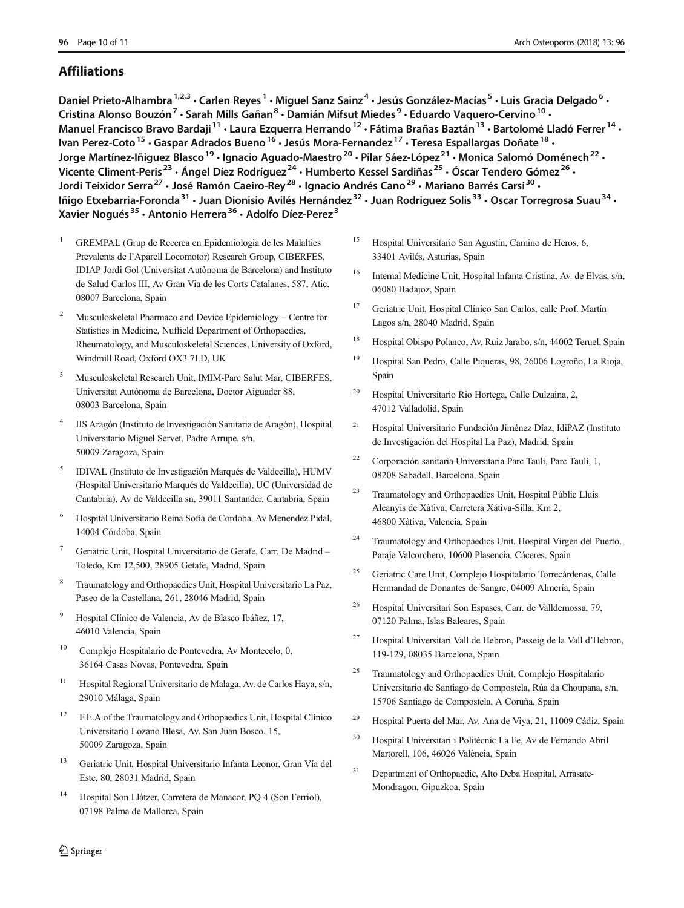## Affiliations

**Daniel Prieto-Alhambra[1,2,3] · Carlen Reyes[1] · Miguel Sanz Sainz[4] · Jesús González-Macías[5] · Luis Gracia Delgado[6] · Cristina Alonso Bouzón[7] · Sarah Mills Gañan[8] · Damián Mifsut Miedes[9] · Eduardo Vaquero-Cervino[10] · Manuel Francisco Bravo Bardaji[11] · Laura Ezquerra Herrando[12] · Fátima Brañas Baztán[13] · Bartolomé Lladó Ferrer[14] · Ivan Perez-Coto[15] · Gaspar Adrados Bueno[16] · Jesús Mora-Fernandez[17] · Teresa Espallargas Doñate[18] · Jorge Martínez-Iñiguez Blasco[19] · Ignacio Aguado-Maestro[20] · Pilar Sáez-López[21] · Monica Salomó Doménech[22] · Vicente Climent-Peris[23] · Ángel Díez Rodríguez[24] · Humberto Kessel Sardiñas[25] · Óscar Tendero Gómez[26] · Jordi Teixidor Serra[27] · José Ramón Caeiro-Rey[28] · Ignacio Andrés Cano[29] · Mariano Barrés Carsi[30] · Iñigo Etxebarria-Foronda[31] · Juan Dionisio Avilés Hernández[32] · Juan Rodriguez Solis[33] · Oscar Torregrosa Suau[34] · Xavier Nogués[35] · Antonio Herrera[36] · Adolfo Díez-Perez[3]**

1. GREMPAL (Grup de Recerca en Epidemiologia de les Malalties Prevalents de l'Aparell Locomotor) Research Group, CIBERFES, IDIAP Jordi Gol (Universitat Autònoma de Barcelona) and Instituto de Salud Carlos III, Av Gran Via de les Corts Catalanes, 587, Atic, 08007 Barcelona, Spain
2. Musculoskeletal Pharmaco and Device Epidemiology – Centre for Statistics in Medicine, Nuffield Department of Orthopaedics, Rheumatology, and Musculoskeletal Sciences, University of Oxford, Windmill Road, Oxford OX3 7LD, UK
3. Musculoskeletal Research Unit, IMIM-Parc Salut Mar, CIBERFES, Universitat Autònoma de Barcelona, Doctor Aiguader 88, 08003 Barcelona, Spain
4. IIS Aragón (Instituto de Investigación Sanitaria de Aragón), Hospital Universitario Miguel Servet, Padre Arrupe, s/n, 50009 Zaragoza, Spain
5. IDIVAL (Instituto de Investigación Marqués de Valdecilla), HUMV (Hospital Universitario Marqués de Valdecilla), UC (Universidad de Cantabria), Av de Valdecilla sn, 39011 Santander, Cantabria, Spain
6. Hospital Universitario Reina Sofía de Cordoba, Av Menendez Pidal, 14004 Córdoba, Spain
7. Geriatric Unit, Hospital Universitario de Getafe, Carr. De Madrid – Toledo, Km 12,500, 28905 Getafe, Madrid, Spain
8. Traumatology and Orthopaedics Unit, Hospital Universitario La Paz, Paseo de la Castellana, 261, 28046 Madrid, Spain
9. Hospital Clínico de Valencia, Av de Blasco Ibáñez, 17, 46010 Valencia, Spain
10. Complejo Hospitalario de Pontevedra, Av Montecelo, 0, 36164 Casas Novas, Pontevedra, Spain
11. Hospital Regional Universitario de Malaga, Av. de Carlos Haya, s/n, 29010 Málaga, Spain
12. F.E.A of the Traumatology and Orthopaedics Unit, Hospital Clínico Universitario Lozano Blesa, Av. San Juan Bosco, 15, 50009 Zaragoza, Spain
13. Geriatric Unit, Hospital Universitario Infanta Leonor, Gran Vía del Este, 80, 28031 Madrid, Spain
14. Hospital Son Llàtzer, Carretera de Manacor, PQ 4 (Son Ferriol), 07198 Palma de Mallorca, Spain
15. Hospital Universitario San Agustín, Camino de Heros, 6, 33401 Avilés, Asturias, Spain
16. Internal Medicine Unit, Hospital Infanta Cristina, Av. de Elvas, s/n, 06080 Badajoz, Spain
17. Geriatric Unit, Hospital Clínico San Carlos, calle Prof. Martín Lagos s/n, 28040 Madrid, Spain
18. Hospital Obispo Polanco, Av. Ruiz Jarabo, s/n, 44002 Teruel, Spain
19. Hospital San Pedro, Calle Piqueras, 98, 26006 Logroño, La Rioja, Spain
20. Hospital Universitario Rio Hortega, Calle Dulzaina, 2, 47012 Valladolid, Spain
21. Hospital Universitario Fundación Jiménez Díaz, IdiPAZ (Instituto de Investigación del Hospital La Paz), Madrid, Spain
22. Corporación sanitaria Universitaria Parc Tauli, Parc Taulí, 1, 08208 Sabadell, Barcelona, Spain
23. Traumatology and Orthopaedics Unit, Hospital Públic Lluis Alcanyis de Xàtiva, Carretera Xátiva-Silla, Km 2, 46800 Xàtiva, Valencia, Spain
24. Traumatology and Orthopaedics Unit, Hospital Virgen del Puerto, Paraje Valcorchero, 10600 Plasencia, Cáceres, Spain
25. Geriatric Care Unit, Complejo Hospitalario Torrecárdenas, Calle Hermandad de Donantes de Sangre, 04009 Almería, Spain
26. Hospital Universitari Son Espases, Carr. de Valldemossa, 79, 07120 Palma, Islas Baleares, Spain
27. Hospital Universitari Vall de Hebron, Passeig de la Vall d'Hebron, 119-129, 08035 Barcelona, Spain
28. Traumatology and Orthopaedics Unit, Complejo Hospitalario Universitario de Santiago de Compostela, Rúa da Choupana, s/n, 15706 Santiago de Compostela, A Coruña, Spain
29. Hospital Puerta del Mar, Av. Ana de Viya, 21, 11009 Cádiz, Spain
30. Hospital Universitari i Politècnic La Fe, Av de Fernando Abril Martorell, 106, 46026 València, Spain
31. Department of Orthopaedic, Alto Deba Hospital, Arrasate-Mondragon, Gipuzkoa, Spain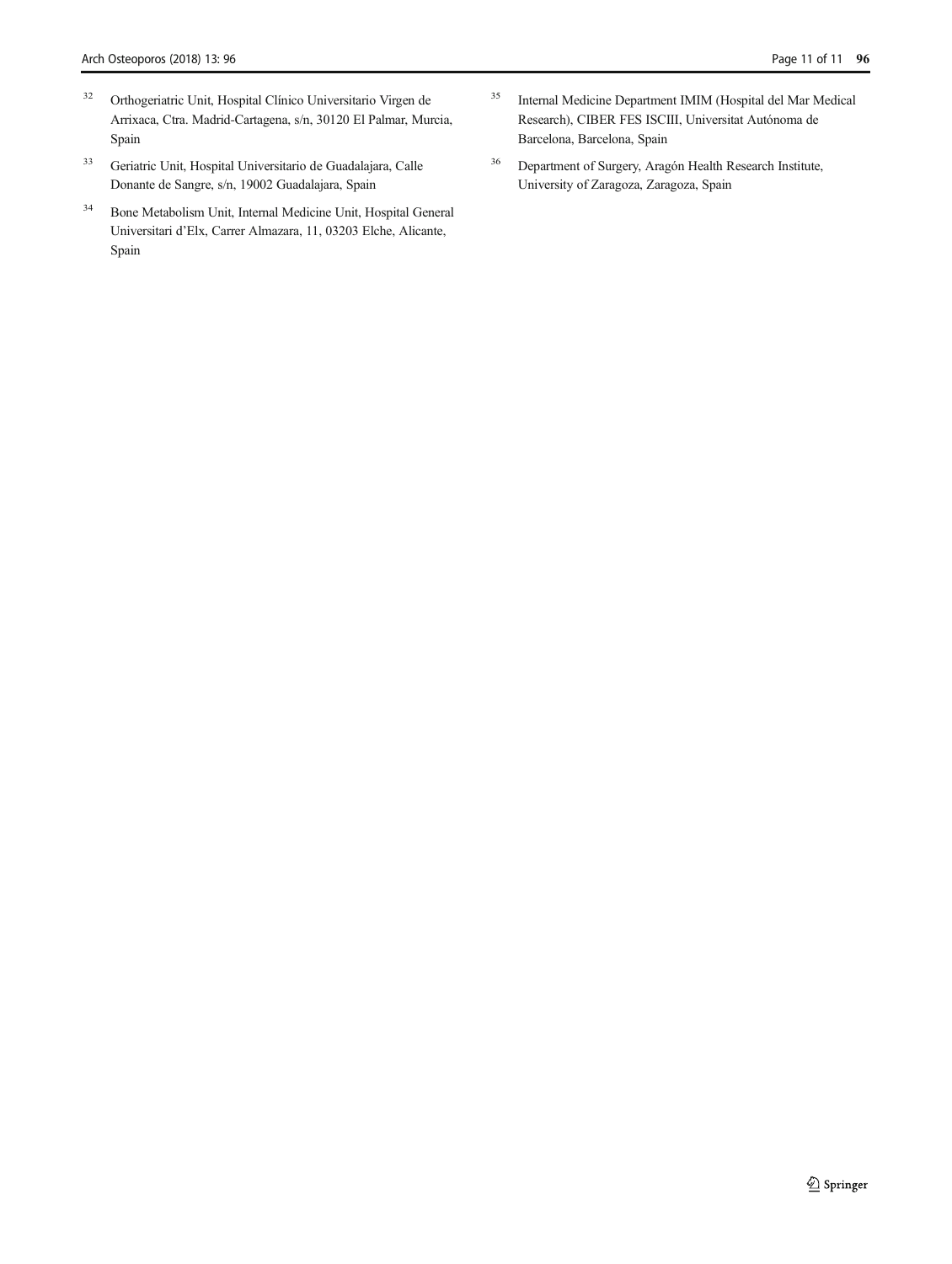[32] Orthogeriatric Unit, Hospital Clínico Universitario Virgen de Arrixaca, Ctra. Madrid-Cartagena, s/n, 30120 El Palmar, Murcia, Spain

[33] Geriatric Unit, Hospital Universitario de Guadalajara, Calle Donante de Sangre, s/n, 19002 Guadalajara, Spain

[34] Bone Metabolism Unit, Internal Medicine Unit, Hospital General Universitari d'Elx, Carrer Almazara, 11, 03203 Elche, Alicante, Spain

[35] Internal Medicine Department IMIM (Hospital del Mar Medical Research), CIBER FES ISCIII, Universitat Autónoma de Barcelona, Barcelona, Spain

[36] Department of Surgery, Aragón Health Research Institute, University of Zaragoza, Zaragoza, Spain